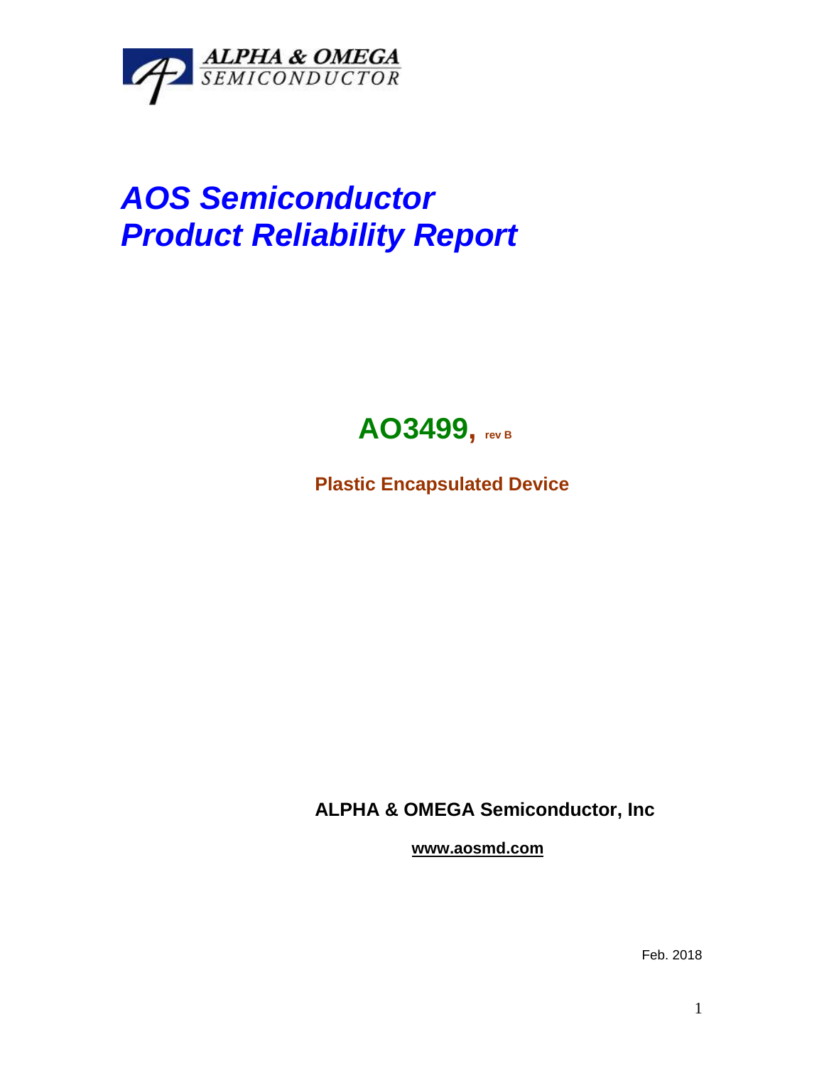ALPHA & OMEGA
SEMICONDUCTOR

# *AOS Semiconductor*
# *Product Reliability Report*

## AO3499, rev B

**Plastic Encapsulated Device**

**ALPHA & OMEGA Semiconductor, Inc**

**www.aosmd.com**

Feb. 2018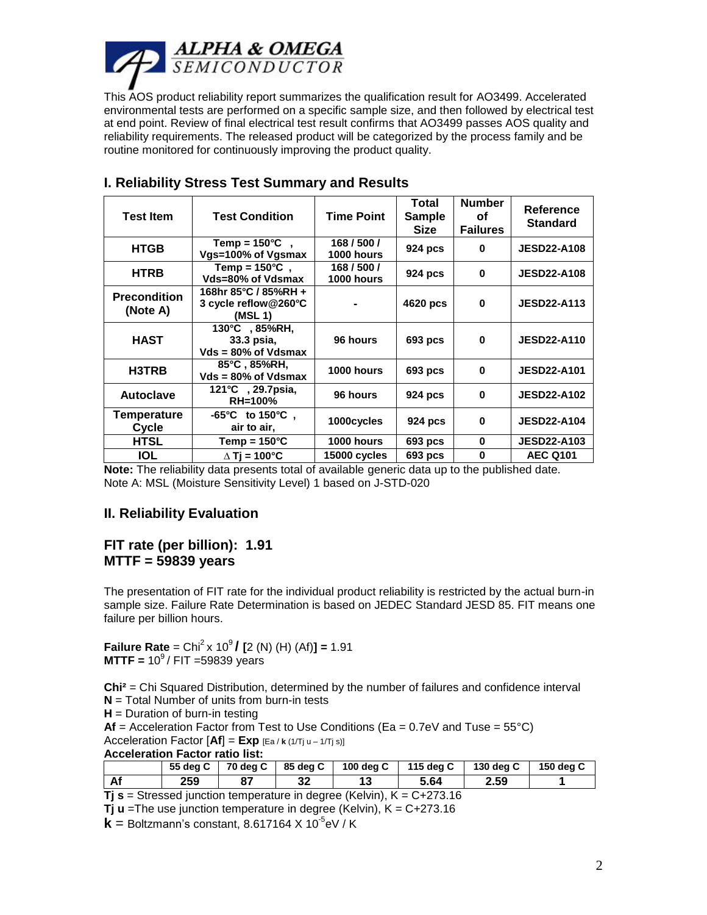**ALPHA & OMEGA SEMICONDUCTOR**

This AOS product reliability report summarizes the qualification result for AO3499. Accelerated environmental tests are performed on a specific sample size, and then followed by electrical test at end point. Review of final electrical test result confirms that AO3499 passes AOS quality and reliability requirements. The released product will be categorized by the process family and be routine monitored for continuously improving the product quality.

## I. Reliability Stress Test Summary and Results

| Test Item | Test Condition | Time Point | Total Sample Size | Number of Failures | Reference Standard |
|---|---|---|---|---|---|
| HTGB | Temp = 150°C , Vgs=100% of Vgsmax | 168 / 500 / 1000 hours | 924 pcs | 0 | JESD22-A108 |
| HTRB | Temp = 150°C , Vds=80% of Vdsmax | 168 / 500 / 1000 hours | 924 pcs | 0 | JESD22-A108 |
| Precondition (Note A) | 168hr 85°C / 85%RH + 3 cycle reflow@260°C (MSL 1) | - | 4620 pcs | 0 | JESD22-A113 |
| HAST | 130°C , 85%RH, 33.3 psia, Vds = 80% of Vdsmax | 96 hours | 693 pcs | 0 | JESD22-A110 |
| H3TRB | 85°C , 85%RH, Vds = 80% of Vdsmax | 1000 hours | 693 pcs | 0 | JESD22-A101 |
| Autoclave | 121°C , 29.7psia, RH=100% | 96 hours | 924 pcs | 0 | JESD22-A102 |
| Temperature Cycle | -65°C to 150°C , air to air, | 1000cycles | 924 pcs | 0 | JESD22-A104 |
| HTSL | Temp = 150°C | 1000 hours | 693 pcs | 0 | JESD22-A103 |
| IOL | $\Delta$ Tj = 100°C | 15000 cycles | 693 pcs | 0 | AEC Q101 |

**Note:** The reliability data presents total of available generic data up to the published date.
Note A: MSL (Moisture Sensitivity Level) 1 based on J-STD-020

## II. Reliability Evaluation

### FIT rate (per billion): 1.91
### MTTF = 59839 years

The presentation of FIT rate for the individual product reliability is restricted by the actual burn-in sample size. Failure Rate Determination is based on JEDEC Standard JESD 85. FIT means one failure per billion hours.

**Failure Rate** = $Chi^2 \times 10^9$ **/ [**2 (N) (H) (Af)**] =** 1.91
**MTTF =** $10^9$ / FIT =59839 years

**Chi²** = Chi Squared Distribution, determined by the number of failures and confidence interval
**N** = Total Number of units from burn-in tests
**H** = Duration of burn-in testing
**Af** = Acceleration Factor from Test to Use Conditions (Ea = 0.7eV and Tuse = 55°C)
Acceleration Factor [**Af**] = **Exp** [Ea / **k** (1/Tj u – 1/Tj s)]
**Acceleration Factor ratio list:**

| | 55 deg C | 70 deg C | 85 deg C | 100 deg C | 115 deg C | 130 deg C | 150 deg C |
|---|---|---|---|---|---|---|---|
| Af | 259 | 87 | 32 | 13 | 5.64 | 2.59 | 1 |

**Tj s** = Stressed junction temperature in degree (Kelvin), K = C+273.16
**Tj u** =The use junction temperature in degree (Kelvin), K = C+273.16
**k** = Boltzmann's constant, 8.617164 X $10^{-5}$eV / K